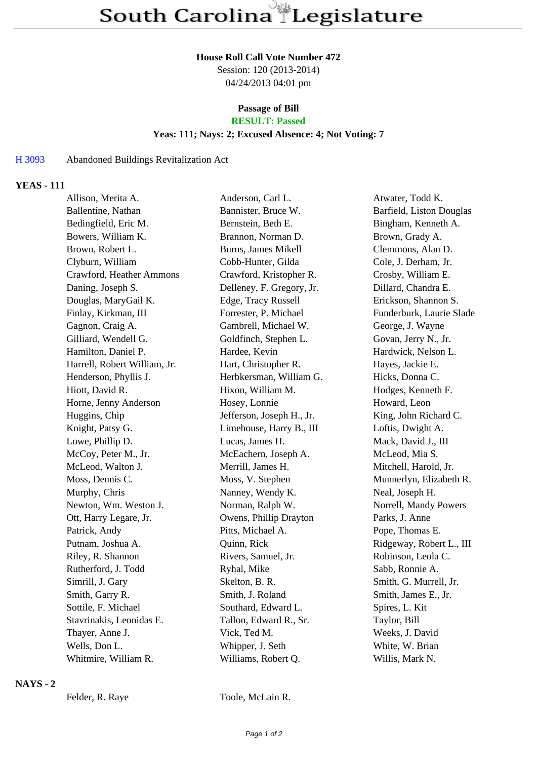# South Carolina Legislature

**House Roll Call Vote Number 472**

Session: 120 (2013-2014)

04/24/2013 04:01 pm

**Passage of Bill**

**RESULT: Passed**

**Yeas: 111; Nays: 2; Excused Absence: 4; Not Voting: 7**

H 3093 Abandoned Buildings Revitalization Act

## YEAS - 111

| | | |
|---|---|---|
| Allison, Merita A. | Anderson, Carl L. | Atwater, Todd K. |
| Ballentine, Nathan | Bannister, Bruce W. | Barfield, Liston Douglas |
| Bedingfield, Eric M. | Bernstein, Beth E. | Bingham, Kenneth A. |
| Bowers, William K. | Brannon, Norman D. | Brown, Grady A. |
| Brown, Robert L. | Burns, James Mikell | Clemmons, Alan D. |
| Clyburn, William | Cobb-Hunter, Gilda | Cole, J. Derham, Jr. |
| Crawford, Heather Ammons | Crawford, Kristopher R. | Crosby, William E. |
| Daning, Joseph S. | Delleney, F. Gregory, Jr. | Dillard, Chandra E. |
| Douglas, MaryGail K. | Edge, Tracy Russell | Erickson, Shannon S. |
| Finlay, Kirkman, III | Forrester, P. Michael | Funderburk, Laurie Slade |
| Gagnon, Craig A. | Gambrell, Michael W. | George, J. Wayne |
| Gilliard, Wendell G. | Goldfinch, Stephen L. | Govan, Jerry N., Jr. |
| Hamilton, Daniel P. | Hardee, Kevin | Hardwick, Nelson L. |
| Harrell, Robert William, Jr. | Hart, Christopher R. | Hayes, Jackie E. |
| Henderson, Phyllis J. | Herbkersman, William G. | Hicks, Donna C. |
| Hiott, David R. | Hixon, William M. | Hodges, Kenneth F. |
| Horne, Jenny Anderson | Hosey, Lonnie | Howard, Leon |
| Huggins, Chip | Jefferson, Joseph H., Jr. | King, John Richard C. |
| Knight, Patsy G. | Limehouse, Harry B., III | Loftis, Dwight A. |
| Lowe, Phillip D. | Lucas, James H. | Mack, David J., III |
| McCoy, Peter M., Jr. | McEachern, Joseph A. | McLeod, Mia S. |
| McLeod, Walton J. | Merrill, James H. | Mitchell, Harold, Jr. |
| Moss, Dennis C. | Moss, V. Stephen | Munnerlyn, Elizabeth R. |
| Murphy, Chris | Nanney, Wendy K. | Neal, Joseph H. |
| Newton, Wm. Weston J. | Norman, Ralph W. | Norrell, Mandy Powers |
| Ott, Harry Legare, Jr. | Owens, Phillip Drayton | Parks, J. Anne |
| Patrick, Andy | Pitts, Michael A. | Pope, Thomas E. |
| Putnam, Joshua A. | Quinn, Rick | Ridgeway, Robert L., III |
| Riley, R. Shannon | Rivers, Samuel, Jr. | Robinson, Leola C. |
| Rutherford, J. Todd | Ryhal, Mike | Sabb, Ronnie A. |
| Simrill, J. Gary | Skelton, B. R. | Smith, G. Murrell, Jr. |
| Smith, Garry R. | Smith, J. Roland | Smith, James E., Jr. |
| Sottile, F. Michael | Southard, Edward L. | Spires, L. Kit |
| Stavrinakis, Leonidas E. | Tallon, Edward R., Sr. | Taylor, Bill |
| Thayer, Anne J. | Vick, Ted M. | Weeks, J. David |
| Wells, Don L. | Whipper, J. Seth | White, W. Brian |
| Whitmire, William R. | Williams, Robert Q. | Willis, Mark N. |

## NAYS - 2

| | |
|---|---|
| Felder, R. Raye | Toole, McLain R. |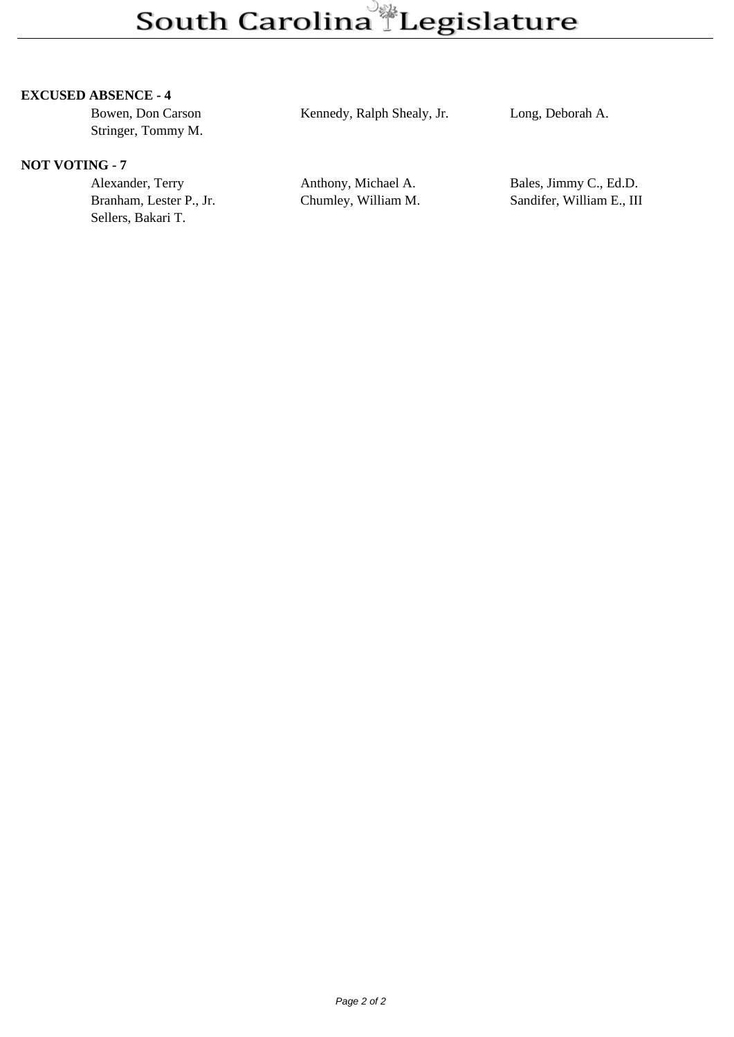**EXCUSED ABSENCE - 4**

| | | |
|---|---|---|
| Bowen, Don Carson | Kennedy, Ralph Shealy, Jr. | Long, Deborah A. |
| Stringer, Tommy M. | | |

**NOT VOTING - 7**

| | | |
|---|---|---|
| Alexander, Terry | Anthony, Michael A. | Bales, Jimmy C., Ed.D. |
| Branham, Lester P., Jr. | Chumley, William M. | Sandifer, William E., III |
| Sellers, Bakari T. | | |